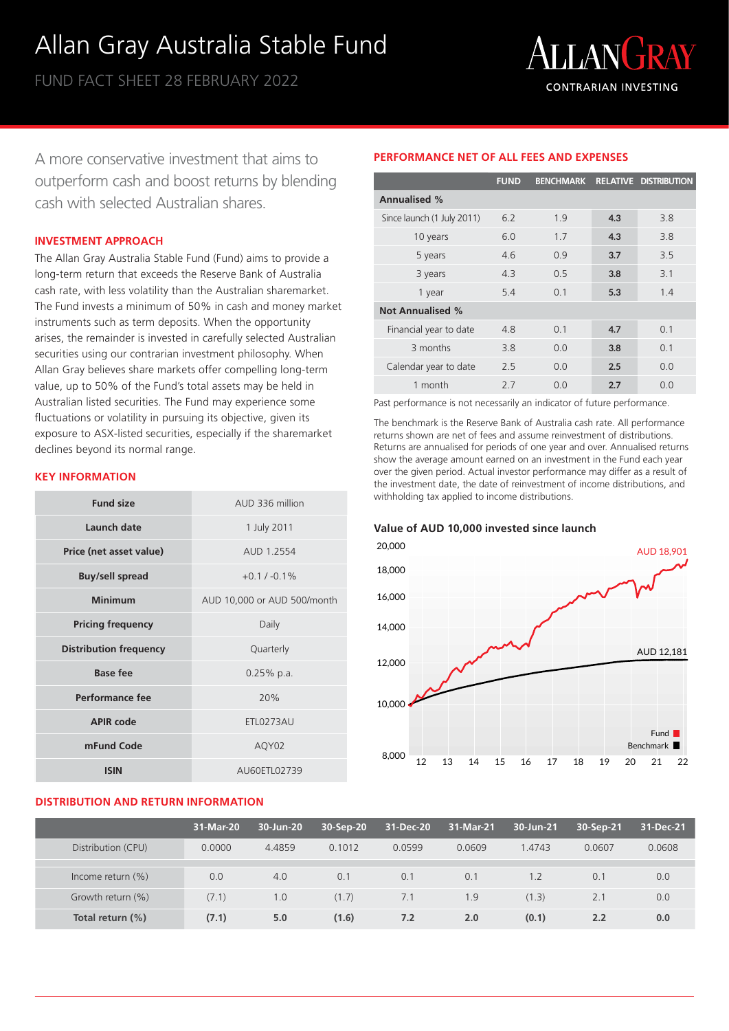# Allan Gray Australia Stable Fund

FUND FACT SHEET 28 FEBRUARY 2022

A more conservative investment that aims to outperform cash and boost returns by blending cash with selected Australian shares.

## INVESTMENT APPROACH

The Allan Gray Australia Stable Fund (Fund) aims to provide a long-term return that exceeds the Reserve Bank of Australia cash rate, with less volatility than the Australian sharemarket. The Fund invests a minimum of 50% in cash and money market instruments such as term deposits. When the opportunity arises, the remainder is invested in carefully selected Australian securities using our contrarian investment philosophy. When Allan Gray believes share markets offer compelling long-term value, up to 50% of the Fund's total assets may be held in Australian listed securities. The Fund may experience some fluctuations or volatility in pursuing its objective, given its exposure to ASX-listed securities, especially if the sharemarket declines beyond its normal range.

## KEY INFORMATION

| | |
|---|---|
| **Fund size** | AUD 336 million |
| **Launch date** | 1 July 2011 |
| **Price (net asset value)** | AUD 1.2554 |
| **Buy/sell spread** | +0.1 / -0.1% |
| **Minimum** | AUD 10,000 or AUD 500/month |
| **Pricing frequency** | Daily |
| **Distribution frequency** | Quarterly |
| **Base fee** | 0.25% p.a. |
| **Performance fee** | 20% |
| **APIR code** | ETL0273AU |
| **mFund Code** | AQY02 |
| **ISIN** | AU60ETL02739 |

## PERFORMANCE NET OF ALL FEES AND EXPENSES

| | FUND | BENCHMARK | RELATIVE | DISTRIBUTION |
|---|---|---|---|---|
| **Annualised %** | | | | |
| Since launch (1 July 2011) | 6.2 | 1.9 | **4.3** | 3.8 |
| 10 years | 6.0 | 1.7 | **4.3** | 3.8 |
| 5 years | 4.6 | 0.9 | **3.7** | 3.5 |
| 3 years | 4.3 | 0.5 | **3.8** | 3.1 |
| 1 year | 5.4 | 0.1 | **5.3** | 1.4 |
| **Not Annualised %** | | | | |
| Financial year to date | 4.8 | 0.1 | **4.7** | 0.1 |
| 3 months | 3.8 | 0.0 | **3.8** | 0.1 |
| Calendar year to date | 2.5 | 0.0 | **2.5** | 0.0 |
| 1 month | 2.7 | 0.0 | **2.7** | 0.0 |

Past performance is not necessarily an indicator of future performance.

The benchmark is the Reserve Bank of Australia cash rate. All performance returns shown are net of fees and assume reinvestment of distributions. Returns are annualised for periods of one year and over. Annualised returns show the average amount earned on an investment in the Fund each year over the given period. Actual investor performance may differ as a result of the investment date, the date of reinvestment of income distributions, and withholding tax applied to income distributions.

### Value of AUD 10,000 invested since launch

Fund: AUD 18,901
Benchmark: AUD 12,181

## DISTRIBUTION AND RETURN INFORMATION

| | 31-Mar-20 | 30-Jun-20 | 30-Sep-20 | 31-Dec-20 | 31-Mar-21 | 30-Jun-21 | 30-Sep-21 | 31-Dec-21 |
|---|---|---|---|---|---|---|---|---|
| Distribution (CPU) | 0.0000 | 4.4859 | 0.1012 | 0.0599 | 0.0609 | 1.4743 | 0.0607 | 0.0608 |
| Income return (%) | 0.0 | 4.0 | 0.1 | 0.1 | 0.1 | 1.2 | 0.1 | 0.0 |
| Growth return (%) | (7.1) | 1.0 | (1.7) | 7.1 | 1.9 | (1.3) | 2.1 | 0.0 |
| **Total return (%)** | **(7.1)** | **5.0** | **(1.6)** | **7.2** | **2.0** | **(0.1)** | **2.2** | **0.0** |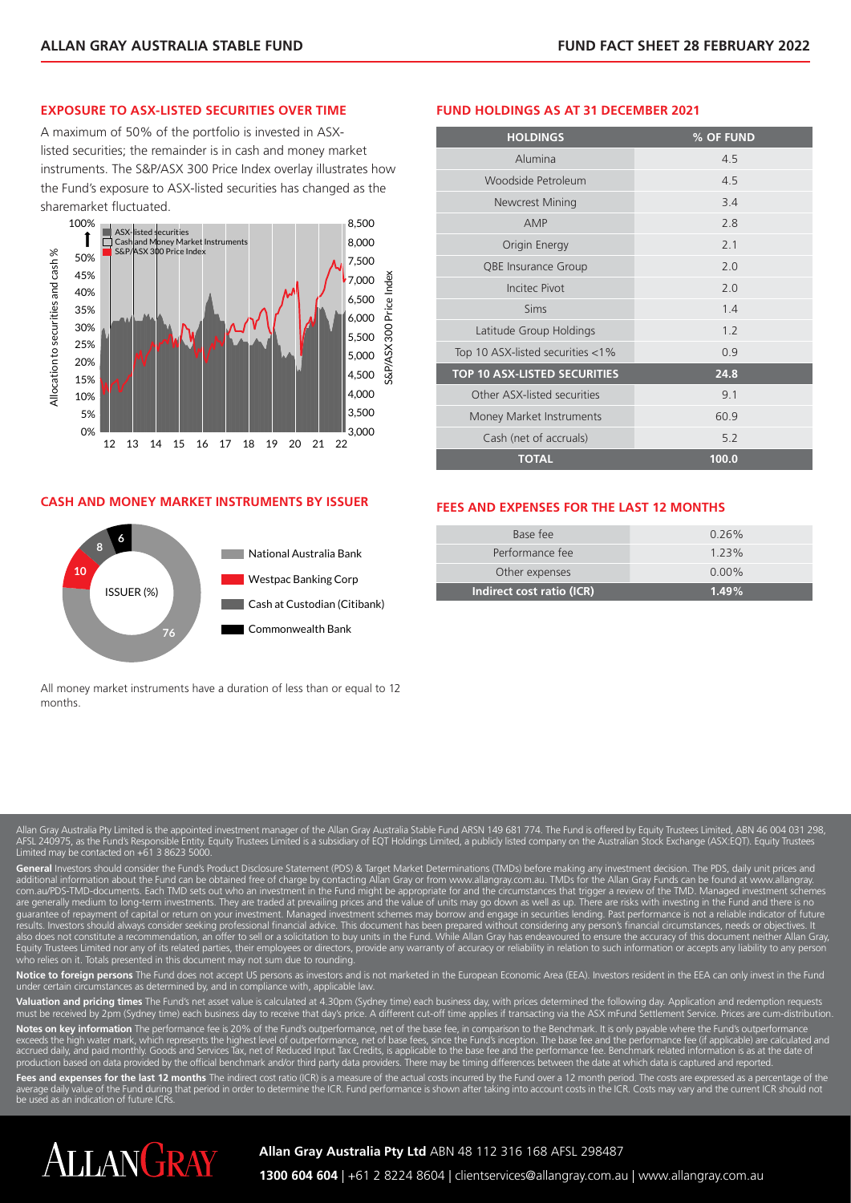## EXPOSURE TO ASX-LISTED SECURITIES OVER TIME

A maximum of 50% of the portfolio is invested in ASX-listed securities; the remainder is in cash and money market instruments. The S&P/ASX 300 Price Index overlay illustrates how the Fund's exposure to ASX-listed securities has changed as the sharemarket fluctuated.

ASX-listed securities
Cash and Money Market Instruments
S&P/ASX 300 Price Index

Allocation to securities and cash %
100%
50%
45%
40%
35%
30%
25%
20%
15%
10%
5%
0%

S&P/ASX 300 Price Index
8,500
8,000
7,500
7,000
6,500
6,000
5,500
5,000
4,500
4,000
3,500
3,000

12 13 14 15 16 17 18 19 20 21 22

## FUND HOLDINGS AS AT 31 DECEMBER 2021

| HOLDINGS | % OF FUND |
|---|---|
| Alumina | 4.5 |
| Woodside Petroleum | 4.5 |
| Newcrest Mining | 3.4 |
| AMP | 2.8 |
| Origin Energy | 2.1 |
| QBE Insurance Group | 2.0 |
| Incitec Pivot | 2.0 |
| Sims | 1.4 |
| Latitude Group Holdings | 1.2 |
| Top 10 ASX-listed securities <1% | 0.9 |
| **TOP 10 ASX-LISTED SECURITIES** | **24.8** |
| Other ASX-listed securities | 9.1 |
| Money Market Instruments | 60.9 |
| Cash (net of accruals) | 5.2 |
| **TOTAL** | **100.0** |

## CASH AND MONEY MARKET INSTRUMENTS BY ISSUER

ISSUER (%)
76
10
8
6

National Australia Bank
Westpac Banking Corp
Cash at Custodian (Citibank)
Commonwealth Bank

All money market instruments have a duration of less than or equal to 12 months.

## FEES AND EXPENSES FOR THE LAST 12 MONTHS

| | |
|---|---|
| Base fee | 0.26% |
| Performance fee | 1.23% |
| Other expenses | 0.00% |
| **Indirect cost ratio (ICR)** | **1.49%** |

Allan Gray Australia Pty Limited is the appointed investment manager of the Allan Gray Australia Stable Fund ARSN 149 681 774. The Fund is offered by Equity Trustees Limited, ABN 46 004 031 298, AFSL 240975, as the Fund's Responsible Entity. Equity Trustees Limited is a subsidiary of EQT Holdings Limited, a publicly listed company on the Australian Stock Exchange (ASX:EQT). Equity Trustees Limited may be contacted on +61 3 8623 5000.

**General** Investors should consider the Fund's Product Disclosure Statement (PDS) & Target Market Determinations (TMDs) before making any investment decision. The PDS, daily unit prices and additional information about the Fund can be obtained free of charge by contacting Allan Gray or from www.allangray.com.au. TMDs for the Allan Gray Funds can be found at www.allangray.com.au/PDS-TMD-documents. Each TMD sets out who an investment in the Fund might be appropriate for and the circumstances that trigger a review of the TMD. Managed investment schemes are generally medium to long-term investments. They are traded at prevailing prices and the value of units may go down as well as up. There are risks with investing in the Fund and there is no guarantee of repayment of capital or return on your investment. Managed investment schemes may borrow and engage in securities lending. Past performance is not a reliable indicator of future results. Investors should always consider seeking professional financial advice. This document has been prepared without considering any person's financial circumstances, needs or objectives. It also does not constitute a recommendation, an offer to sell or a solicitation to buy units in the Fund. While Allan Gray has endeavoured to ensure the accuracy of this document neither Allan Gray, Equity Trustees Limited nor any of its related parties, their employees or directors, provide any warranty of accuracy or reliability in relation to such information or accepts any liability to any person who relies on it. Totals presented in this document may not sum due to rounding.

**Notice to foreign persons** The Fund does not accept US persons as investors and is not marketed in the European Economic Area (EEA). Investors resident in the EEA can only invest in the Fund under certain circumstances as determined by, and in compliance with, applicable law.

**Valuation and pricing times** The Fund's net asset value is calculated at 4.30pm (Sydney time) each business day, with prices determined the following day. Application and redemption requests must be received by 2pm (Sydney time) each business day to receive that day's price. A different cut-off time applies if transacting via the ASX mFund Settlement Service. Prices are cum-distribution.

**Notes on key information** The performance fee is 20% of the Fund's outperformance, net of the base fee, in comparison to the Benchmark. It is only payable where the Fund's outperformance exceeds the high water mark, which represents the highest level of outperformance, net of base fees, since the Fund's inception. The base fee and the performance fee (if applicable) are calculated and accrued daily, and paid monthly. Goods and Services Tax, net of Reduced Input Tax Credits, is applicable to the base fee and the performance fee. Benchmark related information is as at the date of production based on data provided by the official benchmark and/or third party data providers. There may be timing differences between the date at which data is captured and reported.

**Fees and expenses for the last 12 months** The indirect cost ratio (ICR) is a measure of the actual costs incurred by the Fund over a 12 month period. The costs are expressed as a percentage of the average daily value of the Fund during that period in order to determine the ICR. Fund performance is shown after taking into account costs in the ICR. Costs may vary and the current ICR should not be used as an indication of future ICRs.

ALLANGRAY

**Allan Gray Australia Pty Ltd** ABN 48 112 316 168 AFSL 298487

**1300 604 604** | +61 2 8224 8604 | clientservices@allangray.com.au | www.allangray.com.au